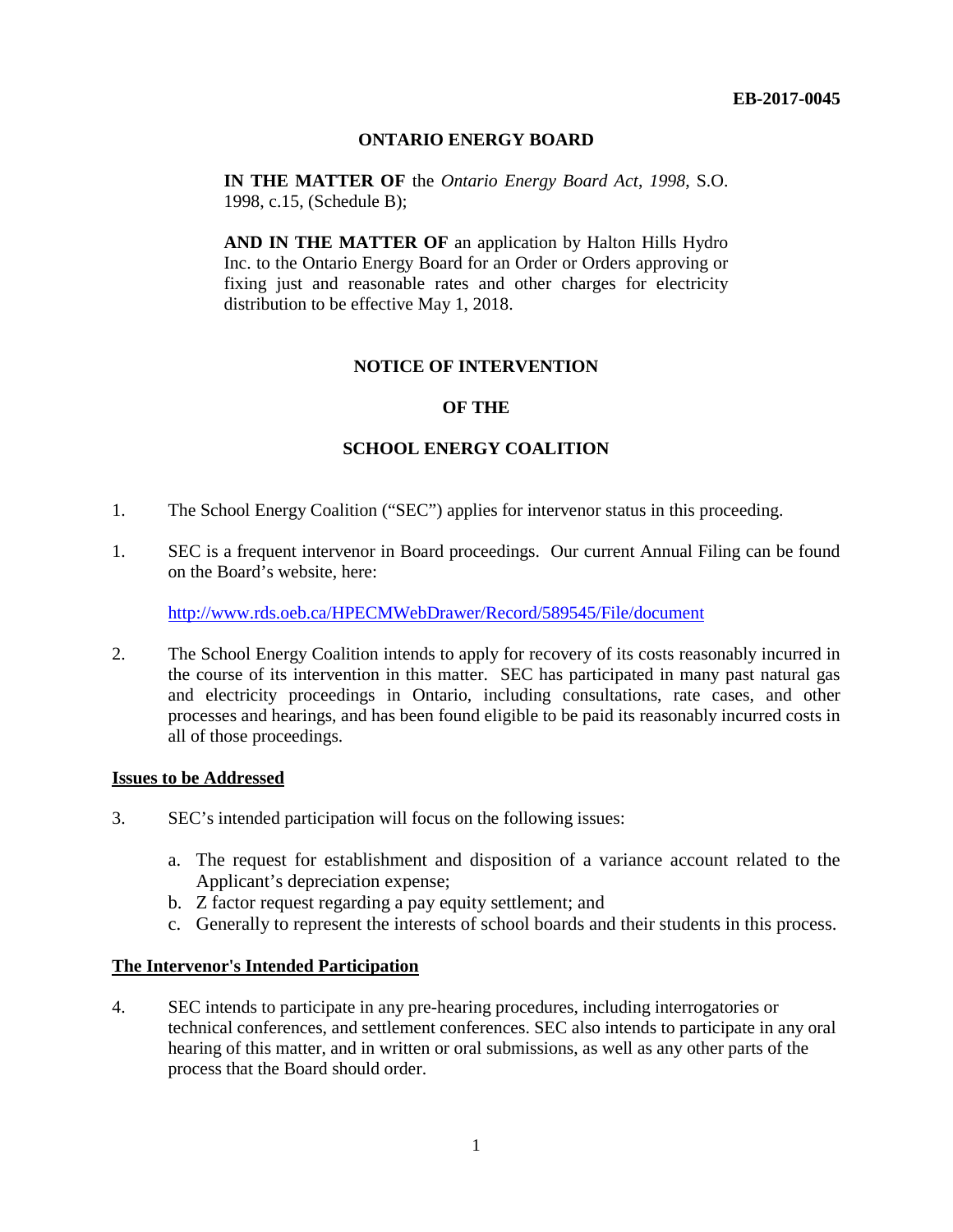**EB-2017-0045**

**ONTARIO ENERGY BOARD**

**IN THE MATTER OF** the *Ontario Energy Board Act*, *1998*, S.O. 1998, c.15, (Schedule B);

**AND IN THE MATTER OF** an application by Halton Hills Hydro Inc. to the Ontario Energy Board for an Order or Orders approving or fixing just and reasonable rates and other charges for electricity distribution to be effective May 1, 2018.

**NOTICE OF INTERVENTION**

**OF THE**

**SCHOOL ENERGY COALITION**

1. The School Energy Coalition ("SEC") applies for intervenor status in this proceeding.

1. SEC is a frequent intervenor in Board proceedings. Our current Annual Filing can be found on the Board's website, here:

   http://www.rds.oeb.ca/HPECMWebDrawer/Record/589545/File/document

2. The School Energy Coalition intends to apply for recovery of its costs reasonably incurred in the course of its intervention in this matter. SEC has participated in many past natural gas and electricity proceedings in Ontario, including consultations, rate cases, and other processes and hearings, and has been found eligible to be paid its reasonably incurred costs in all of those proceedings.

**Issues to be Addressed**

3. SEC's intended participation will focus on the following issues:

   a. The request for establishment and disposition of a variance account related to the Applicant's depreciation expense;
   b. Z factor request regarding a pay equity settlement; and
   c. Generally to represent the interests of school boards and their students in this process.

**The Intervenor's Intended Participation**

4. SEC intends to participate in any pre-hearing procedures, including interrogatories or technical conferences, and settlement conferences. SEC also intends to participate in any oral hearing of this matter, and in written or oral submissions, as well as any other parts of the process that the Board should order.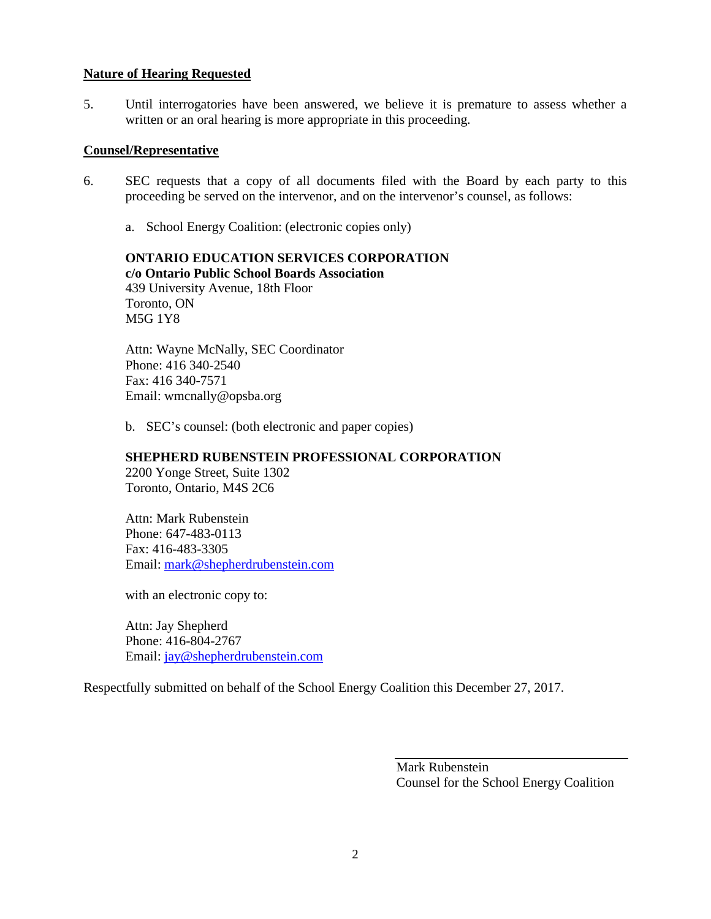**Nature of Hearing Requested**

5. Until interrogatories have been answered, we believe it is premature to assess whether a written or an oral hearing is more appropriate in this proceeding.

**Counsel/Representative**

6. SEC requests that a copy of all documents filed with the Board by each party to this proceeding be served on the intervenor, and on the intervenor's counsel, as follows:

   a. School Energy Coalition: (electronic copies only)

   **ONTARIO EDUCATION SERVICES CORPORATION**
   **c/o Ontario Public School Boards Association**
   439 University Avenue, 18th Floor
   Toronto, ON
   M5G 1Y8

   Attn: Wayne McNally, SEC Coordinator
   Phone: 416 340-2540
   Fax: 416 340-7571
   Email: wmcnally@opsba.org

   b. SEC's counsel: (both electronic and paper copies)

   **SHEPHERD RUBENSTEIN PROFESSIONAL CORPORATION**
   2200 Yonge Street, Suite 1302
   Toronto, Ontario, M4S 2C6

   Attn: Mark Rubenstein
   Phone: 647-483-0113
   Fax: 416-483-3305
   Email: mark@shepherdrubenstein.com

   with an electronic copy to:

   Attn: Jay Shepherd
   Phone: 416-804-2767
   Email: jay@shepherdrubenstein.com

Respectfully submitted on behalf of the School Energy Coalition this December 27, 2017.

Mark Rubenstein
Counsel for the School Energy Coalition